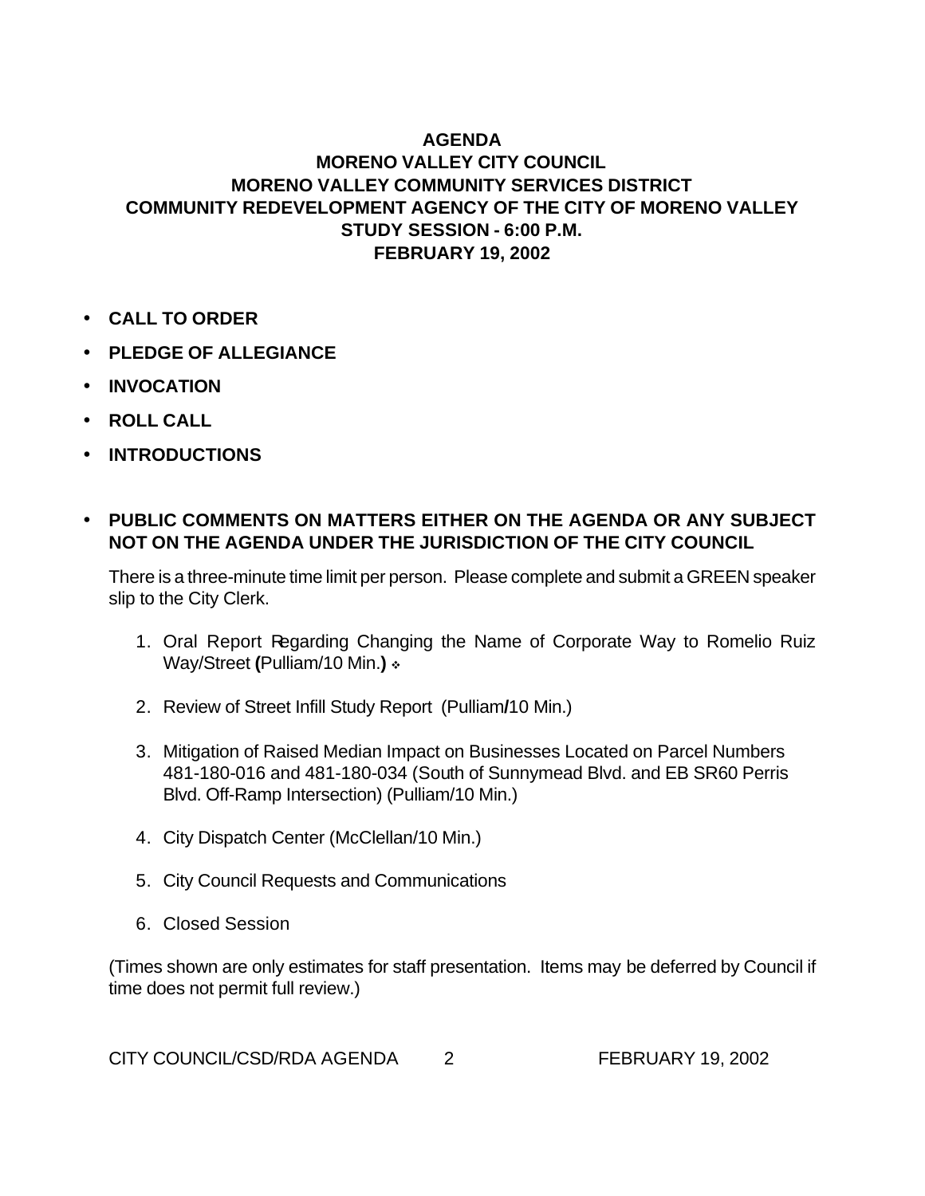# AGENDA
# MORENO VALLEY CITY COUNCIL
# MORENO VALLEY COMMUNITY SERVICES DISTRICT
# COMMUNITY REDEVELOPMENT AGENCY OF THE CITY OF MORENO VALLEY
# STUDY SESSION - 6:00 P.M.
# FEBRUARY 19, 2002

- **CALL TO ORDER**
- **PLEDGE OF ALLEGIANCE**
- **INVOCATION**
- **ROLL CALL**
- **INTRODUCTIONS**

- **PUBLIC COMMENTS ON MATTERS EITHER ON THE AGENDA OR ANY SUBJECT NOT ON THE AGENDA UNDER THE JURISDICTION OF THE CITY COUNCIL**

  There is a three-minute time limit per person. Please complete and submit a GREEN speaker slip to the City Clerk.

  1. Oral Report Regarding Changing the Name of Corporate Way to Romelio Ruiz Way/Street **(**Pulliam/10 Min.**)** ❖
  2. Review of Street Infill Study Report (Pulliam**/**10 Min.)
  3. Mitigation of Raised Median Impact on Businesses Located on Parcel Numbers 481-180-016 and 481-180-034 (South of Sunnymead Blvd. and EB SR60 Perris Blvd. Off-Ramp Intersection) (Pulliam/10 Min.)
  4. City Dispatch Center (McClellan/10 Min.)
  5. City Council Requests and Communications
  6. Closed Session

  (Times shown are only estimates for staff presentation. Items may be deferred by Council if time does not permit full review.)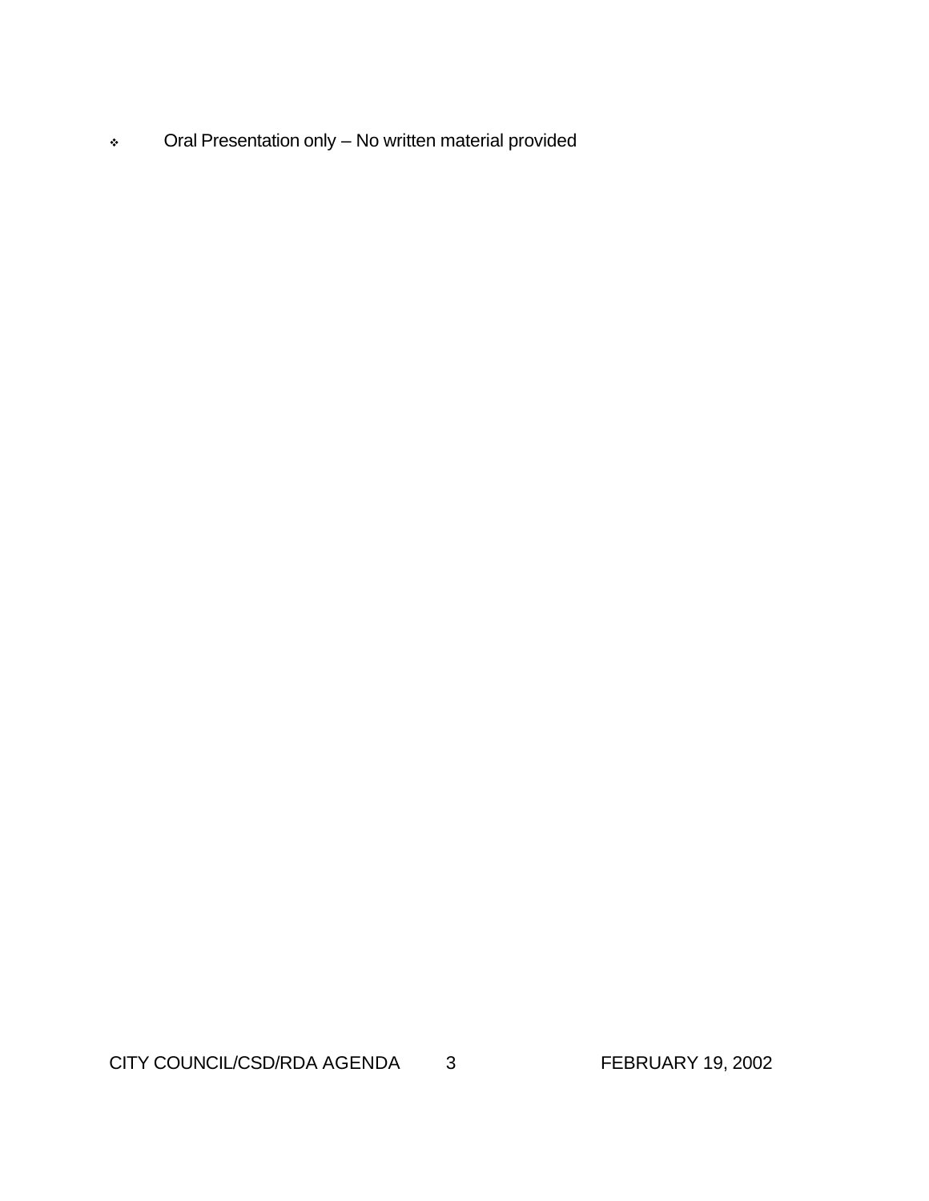- Oral Presentation only – No written material provided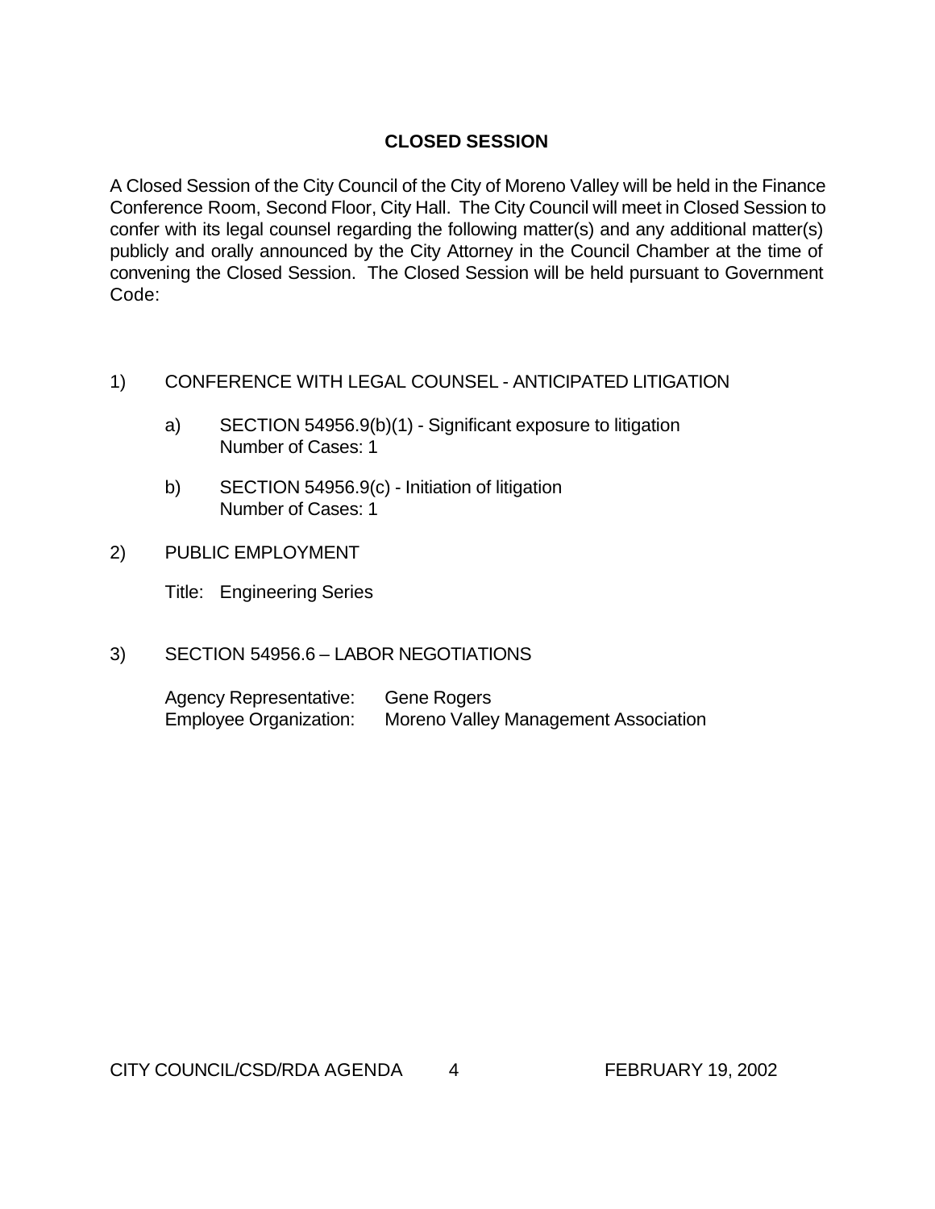## CLOSED SESSION

A Closed Session of the City Council of the City of Moreno Valley will be held in the Finance Conference Room, Second Floor, City Hall. The City Council will meet in Closed Session to confer with its legal counsel regarding the following matter(s) and any additional matter(s) publicly and orally announced by the City Attorney in the Council Chamber at the time of convening the Closed Session. The Closed Session will be held pursuant to Government Code:

1) CONFERENCE WITH LEGAL COUNSEL - ANTICIPATED LITIGATION

   a) SECTION 54956.9(b)(1) - Significant exposure to litigation
      Number of Cases: 1

   b) SECTION 54956.9(c) - Initiation of litigation
      Number of Cases: 1

2) PUBLIC EMPLOYMENT

   Title: Engineering Series

3) SECTION 54956.6 – LABOR NEGOTIATIONS

   Agency Representative: Gene Rogers
   Employee Organization: Moreno Valley Management Association